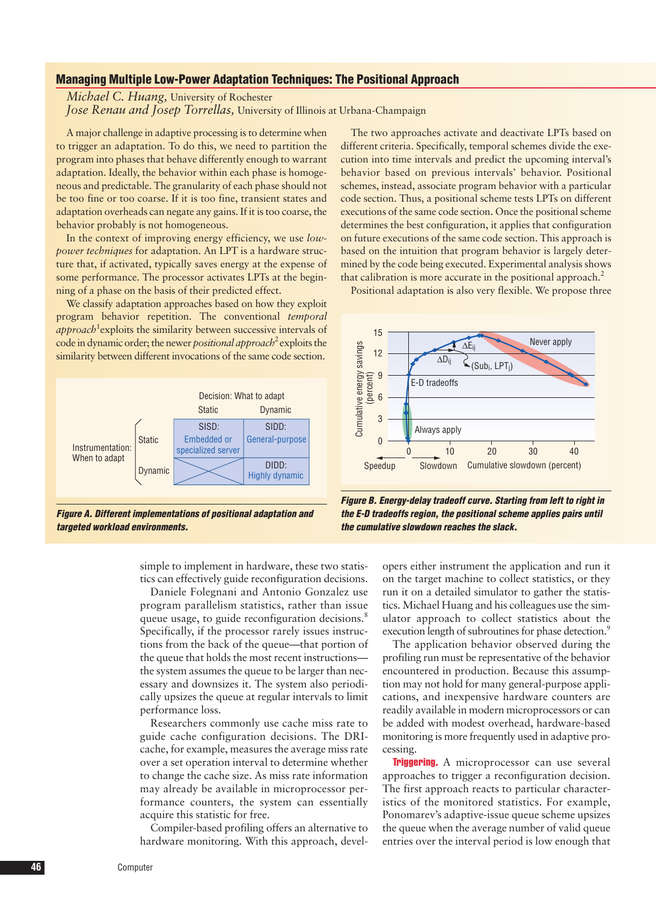## Managing Multiple Low-Power Adaptation Techniques: The Positional Approach

*Michael C. Huang,* University of Rochester
*Jose Renau and Josep Torrellas,* University of Illinois at Urbana-Champaign

A major challenge in adaptive processing is to determine when to trigger an adaptation. To do this, we need to partition the program into phases that behave differently enough to warrant adaptation. Ideally, the behavior within each phase is homogeneous and predictable. The granularity of each phase should not be too fine or too coarse. If it is too fine, transient states and adaptation overheads can negate any gains. If it is too coarse, the behavior probably is not homogeneous.

In the context of improving energy efficiency, we use *low-power techniques* for adaptation. An LPT is a hardware structure that, if activated, typically saves energy at the expense of some performance. The processor activates LPTs at the beginning of a phase on the basis of their predicted effect.

We classify adaptation approaches based on how they exploit program behavior repetition. The conventional *temporal approach*[1] exploits the similarity between successive intervals of code in dynamic order; the newer *positional approach*[2] exploits the similarity between different invocations of the same code section.

The two approaches activate and deactivate LPTs based on different criteria. Specifically, temporal schemes divide the execution into time intervals and predict the upcoming interval's behavior based on previous intervals' behavior. Positional schemes, instead, associate program behavior with a particular code section. Thus, a positional scheme tests LPTs on different executions of the same code section. Once the positional scheme determines the best configuration, it applies that configuration on future executions of the same code section. This approach is based on the intuition that program behavior is largely determined by the code being executed. Experimental analysis shows that calibration is more accurate in the positional approach.[2]

Positional adaptation is also very flexible. We propose three

| | | Decision: What to adapt | |
|---|---|---|---|
| | | Static | Dynamic |
| Instrumentation: When to adapt | Static | SISD: Embedded or specialized server | SIDD: General-purpose |
| | Dynamic | | DIDD: Highly dynamic |

**Figure A. Different implementations of positional adaptation and targeted workload environments.**

Cumulative energy savings (percent)
15
12
9
6
3
0
0
10
20
30
40
Speedup
Slowdown
Cumulative slowdown (percent)
$\Delta E_{ij}$
$\Delta D_{ij}$
$(Sub_i, LPT_j)$
Never apply
E-D tradeoffs
Always apply

**Figure B. Energy-delay tradeoff curve. Starting from left to right in the E-D tradeoffs region, the positional scheme applies pairs until the cumulative slowdown reaches the slack.**

simple to implement in hardware, these two statistics can effectively guide reconfiguration decisions.

Daniele Folegnani and Antonio Gonzalez use program parallelism statistics, rather than issue queue usage, to guide reconfiguration decisions.[8] Specifically, if the processor rarely issues instructions from the back of the queue—that portion of the queue that holds the most recent instructions—the system assumes the queue to be larger than necessary and downsizes it. The system also periodically upsizes the queue at regular intervals to limit performance loss.

Researchers commonly use cache miss rate to guide cache configuration decisions. The DRI-cache, for example, measures the average miss rate over a set operation interval to determine whether to change the cache size. As miss rate information may already be available in microprocessor performance counters, the system can essentially acquire this statistic for free.

Compiler-based profiling offers an alternative to hardware monitoring. With this approach, developers either instrument the application and run it on the target machine to collect statistics, or they run it on a detailed simulator to gather the statistics. Michael Huang and his colleagues use the simulator approach to collect statistics about the execution length of subroutines for phase detection.[9]

The application behavior observed during the profiling run must be representative of the behavior encountered in production. Because this assumption may not hold for many general-purpose applications, and inexpensive hardware counters are readily available in modern microprocessors or can be added with modest overhead, hardware-based monitoring is more frequently used in adaptive processing.

**Triggering.** A microprocessor can use several approaches to trigger a reconfiguration decision. The first approach reacts to particular characteristics of the monitored statistics. For example, Ponomarev's adaptive-issue queue scheme upsizes the queue when the average number of valid queue entries over the interval period is low enough that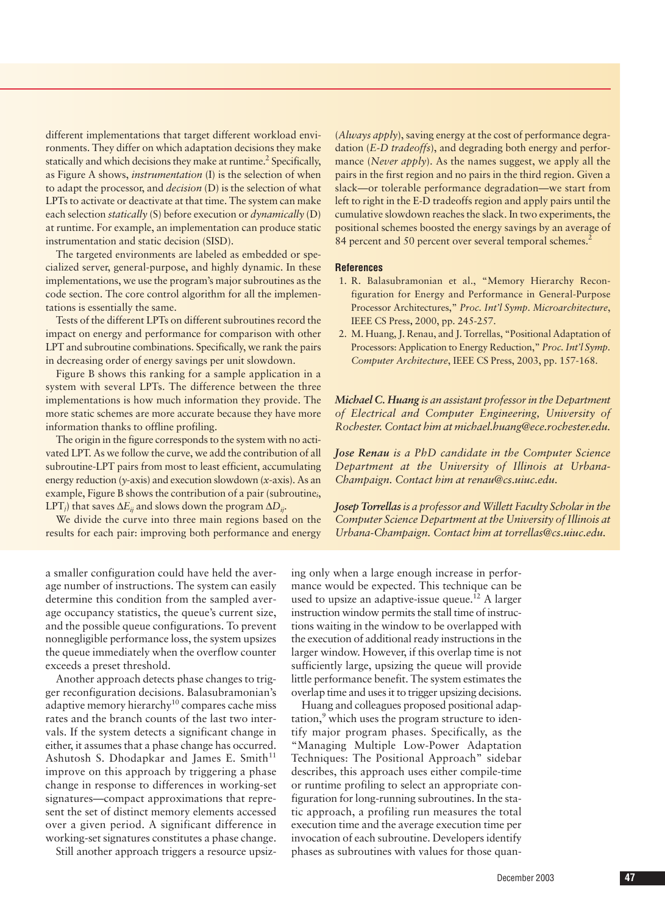different implementations that target different workload environments. They differ on which adaptation decisions they make statically and which decisions they make at runtime.[2] Specifically, as Figure A shows, *instrumentation* (I) is the selection of when to adapt the processor, and *decision* (D) is the selection of what LPTs to activate or deactivate at that time. The system can make each selection *statically* (S) before execution or *dynamically* (D) at runtime. For example, an implementation can produce static instrumentation and static decision (SISD).

The targeted environments are labeled as embedded or specialized server, general-purpose, and highly dynamic. In these implementations, we use the program's major subroutines as the code section. The core control algorithm for all the implementations is essentially the same.

Tests of the different LPTs on different subroutines record the impact on energy and performance for comparison with other LPT and subroutine combinations. Specifically, we rank the pairs in decreasing order of energy savings per unit slowdown.

Figure B shows this ranking for a sample application in a system with several LPTs. The difference between the three implementations is how much information they provide. The more static schemes are more accurate because they have more information thanks to offline profiling.

The origin in the figure corresponds to the system with no activated LPT. As we follow the curve, we add the contribution of all subroutine-LPT pairs from most to least efficient, accumulating energy reduction (*y*-axis) and execution slowdown (*x*-axis). As an example, Figure B shows the contribution of a pair (subroutine$_i$, LPT$_j$) that saves $\Delta E_{ij}$ and slows down the program $\Delta D_{ij}$.

We divide the curve into three main regions based on the results for each pair: improving both performance and energy (*Always apply*), saving energy at the cost of performance degradation (*E-D tradeoffs*), and degrading both energy and performance (*Never apply*). As the names suggest, we apply all the pairs in the first region and no pairs in the third region. Given a slack—or tolerable performance degradation—we start from left to right in the E-D tradeoffs region and apply pairs until the cumulative slowdown reaches the slack. In two experiments, the positional schemes boosted the energy savings by an average of 84 percent and 50 percent over several temporal schemes.[2]

### References

1. R. Balasubramonian et al., "Memory Hierarchy Reconfiguration for Energy and Performance in General-Purpose Processor Architectures," *Proc. Int'l Symp. Microarchitecture*, IEEE CS Press, 2000, pp. 245-257.
2. M. Huang, J. Renau, and J. Torrellas, "Positional Adaptation of Processors: Application to Energy Reduction," *Proc. Int'l Symp. Computer Architecture*, IEEE CS Press, 2003, pp. 157-168.

***Michael C. Huang** is an assistant professor in the Department of Electrical and Computer Engineering, University of Rochester. Contact him at michael.huang@ece.rochester.edu.*

***Jose Renau** is a PhD candidate in the Computer Science Department at the University of Illinois at Urbana-Champaign. Contact him at renau@cs.uiuc.edu.*

***Josep Torrellas** is a professor and Willett Faculty Scholar in the Computer Science Department at the University of Illinois at Urbana-Champaign. Contact him at torrellas@cs.uiuc.edu.*

---

a smaller configuration could have held the average number of instructions. The system can easily determine this condition from the sampled average occupancy statistics, the queue's current size, and the possible queue configurations. To prevent nonnegligible performance loss, the system upsizes the queue immediately when the overflow counter exceeds a preset threshold.

Another approach detects phase changes to trigger reconfiguration decisions. Balasubramonian's adaptive memory hierarchy[10] compares cache miss rates and the branch counts of the last two intervals. If the system detects a significant change in either, it assumes that a phase change has occurred. Ashutosh S. Dhodapkar and James E. Smith[11] improve on this approach by triggering a phase change in response to differences in working-set signatures—compact approximations that represent the set of distinct memory elements accessed over a given period. A significant difference in working-set signatures constitutes a phase change.

Still another approach triggers a resource upsizing only when a large enough increase in performance would be expected. This technique can be used to upsize an adaptive-issue queue.[12] A larger instruction window permits the stall time of instructions waiting in the window to be overlapped with the execution of additional ready instructions in the larger window. However, if this overlap time is not sufficiently large, upsizing the queue will provide little performance benefit. The system estimates the overlap time and uses it to trigger upsizing decisions.

Huang and colleagues proposed positional adaptation,[9] which uses the program structure to identify major program phases. Specifically, as the "Managing Multiple Low-Power Adaptation Techniques: The Positional Approach" sidebar describes, this approach uses either compile-time or runtime profiling to select an appropriate configuration for long-running subroutines. In the static approach, a profiling run measures the total execution time and the average execution time per invocation of each subroutine. Developers identify phases as subroutines with values for those quan-